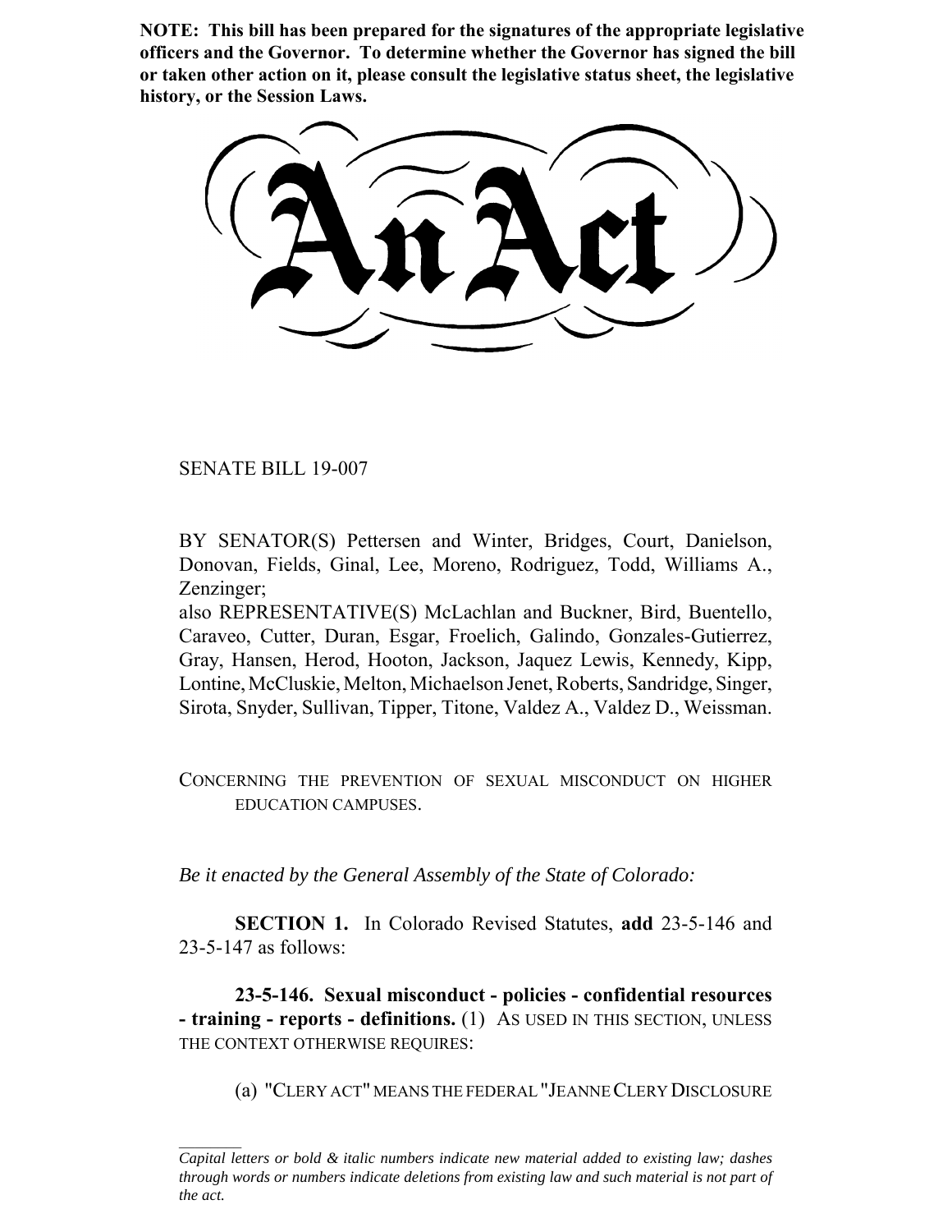**NOTE: This bill has been prepared for the signatures of the appropriate legislative officers and the Governor. To determine whether the Governor has signed the bill or taken other action on it, please consult the legislative status sheet, the legislative history, or the Session Laws.**

# An Act

SENATE BILL 19-007

BY SENATOR(S) Pettersen and Winter, Bridges, Court, Danielson, Donovan, Fields, Ginal, Lee, Moreno, Rodriguez, Todd, Williams A., Zenzinger;
also REPRESENTATIVE(S) McLachlan and Buckner, Bird, Buentello, Caraveo, Cutter, Duran, Esgar, Froelich, Galindo, Gonzales-Gutierrez, Gray, Hansen, Herod, Hooton, Jackson, Jaquez Lewis, Kennedy, Kipp, Lontine, McCluskie, Melton, Michaelson Jenet, Roberts, Sandridge, Singer, Sirota, Snyder, Sullivan, Tipper, Titone, Valdez A., Valdez D., Weissman.

CONCERNING THE PREVENTION OF SEXUAL MISCONDUCT ON HIGHER EDUCATION CAMPUSES.

*Be it enacted by the General Assembly of the State of Colorado:*

**SECTION 1.** In Colorado Revised Statutes, **add** 23-5-146 and 23-5-147 as follows:

**23-5-146. Sexual misconduct - policies - confidential resources - training - reports - definitions.** (1) AS USED IN THIS SECTION, UNLESS THE CONTEXT OTHERWISE REQUIRES:

(a) "CLERY ACT" MEANS THE FEDERAL "JEANNE CLERY DISCLOSURE

*Capital letters or bold & italic numbers indicate new material added to existing law; dashes through words or numbers indicate deletions from existing law and such material is not part of the act.*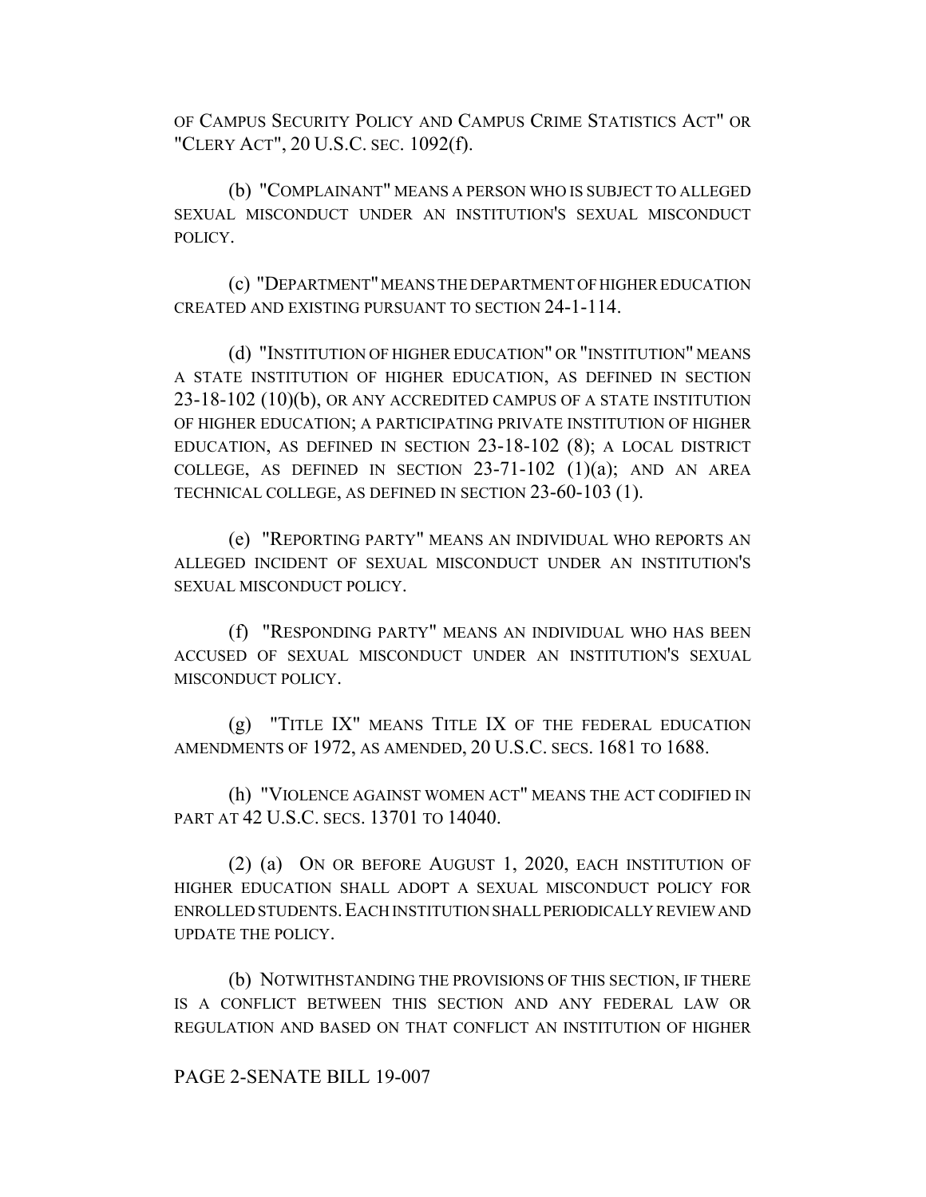OF CAMPUS SECURITY POLICY AND CAMPUS CRIME STATISTICS ACT" OR "CLERY ACT", 20 U.S.C. SEC. 1092(f).

(b) "COMPLAINANT" MEANS A PERSON WHO IS SUBJECT TO ALLEGED SEXUAL MISCONDUCT UNDER AN INSTITUTION'S SEXUAL MISCONDUCT POLICY.

(c) "DEPARTMENT" MEANS THE DEPARTMENT OF HIGHER EDUCATION CREATED AND EXISTING PURSUANT TO SECTION 24-1-114.

(d) "INSTITUTION OF HIGHER EDUCATION" OR "INSTITUTION" MEANS A STATE INSTITUTION OF HIGHER EDUCATION, AS DEFINED IN SECTION 23-18-102 (10)(b), OR ANY ACCREDITED CAMPUS OF A STATE INSTITUTION OF HIGHER EDUCATION; A PARTICIPATING PRIVATE INSTITUTION OF HIGHER EDUCATION, AS DEFINED IN SECTION 23-18-102 (8); A LOCAL DISTRICT COLLEGE, AS DEFINED IN SECTION 23-71-102 (1)(a); AND AN AREA TECHNICAL COLLEGE, AS DEFINED IN SECTION 23-60-103 (1).

(e) "REPORTING PARTY" MEANS AN INDIVIDUAL WHO REPORTS AN ALLEGED INCIDENT OF SEXUAL MISCONDUCT UNDER AN INSTITUTION'S SEXUAL MISCONDUCT POLICY.

(f) "RESPONDING PARTY" MEANS AN INDIVIDUAL WHO HAS BEEN ACCUSED OF SEXUAL MISCONDUCT UNDER AN INSTITUTION'S SEXUAL MISCONDUCT POLICY.

(g) "TITLE IX" MEANS TITLE IX OF THE FEDERAL EDUCATION AMENDMENTS OF 1972, AS AMENDED, 20 U.S.C. SECS. 1681 TO 1688.

(h) "VIOLENCE AGAINST WOMEN ACT" MEANS THE ACT CODIFIED IN PART AT 42 U.S.C. SECS. 13701 TO 14040.

(2) (a) ON OR BEFORE AUGUST 1, 2020, EACH INSTITUTION OF HIGHER EDUCATION SHALL ADOPT A SEXUAL MISCONDUCT POLICY FOR ENROLLED STUDENTS. EACH INSTITUTION SHALL PERIODICALLY REVIEW AND UPDATE THE POLICY.

(b) NOTWITHSTANDING THE PROVISIONS OF THIS SECTION, IF THERE IS A CONFLICT BETWEEN THIS SECTION AND ANY FEDERAL LAW OR REGULATION AND BASED ON THAT CONFLICT AN INSTITUTION OF HIGHER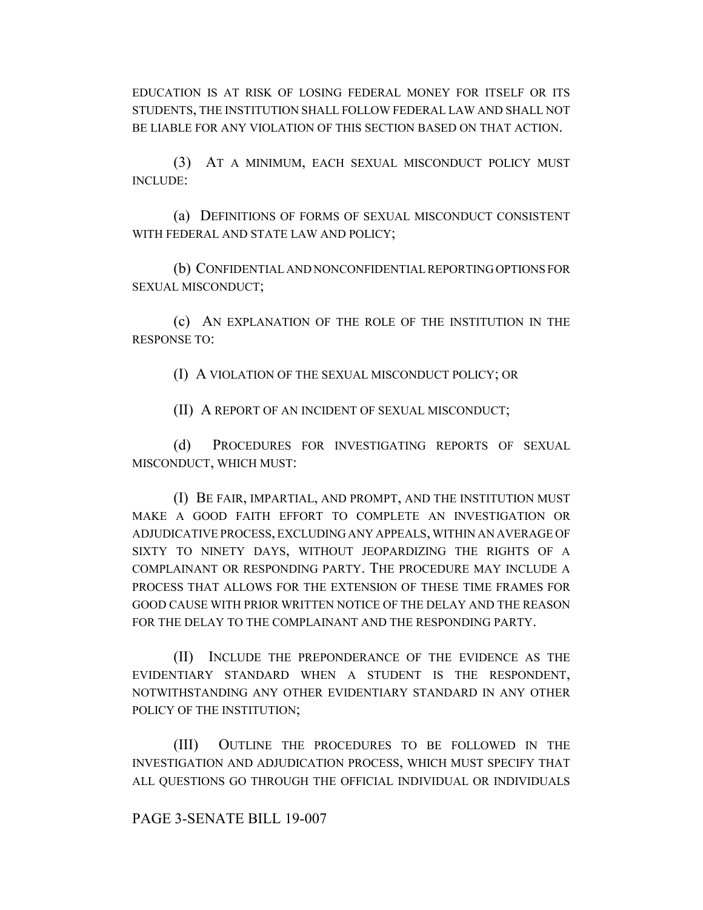EDUCATION IS AT RISK OF LOSING FEDERAL MONEY FOR ITSELF OR ITS STUDENTS, THE INSTITUTION SHALL FOLLOW FEDERAL LAW AND SHALL NOT BE LIABLE FOR ANY VIOLATION OF THIS SECTION BASED ON THAT ACTION.

(3) AT A MINIMUM, EACH SEXUAL MISCONDUCT POLICY MUST INCLUDE:

(a) DEFINITIONS OF FORMS OF SEXUAL MISCONDUCT CONSISTENT WITH FEDERAL AND STATE LAW AND POLICY;

(b) CONFIDENTIAL AND NONCONFIDENTIAL REPORTING OPTIONS FOR SEXUAL MISCONDUCT;

(c) AN EXPLANATION OF THE ROLE OF THE INSTITUTION IN THE RESPONSE TO:

(I) A VIOLATION OF THE SEXUAL MISCONDUCT POLICY; OR

(II) A REPORT OF AN INCIDENT OF SEXUAL MISCONDUCT;

(d) PROCEDURES FOR INVESTIGATING REPORTS OF SEXUAL MISCONDUCT, WHICH MUST:

(I) BE FAIR, IMPARTIAL, AND PROMPT, AND THE INSTITUTION MUST MAKE A GOOD FAITH EFFORT TO COMPLETE AN INVESTIGATION OR ADJUDICATIVE PROCESS, EXCLUDING ANY APPEALS, WITHIN AN AVERAGE OF SIXTY TO NINETY DAYS, WITHOUT JEOPARDIZING THE RIGHTS OF A COMPLAINANT OR RESPONDING PARTY. THE PROCEDURE MAY INCLUDE A PROCESS THAT ALLOWS FOR THE EXTENSION OF THESE TIME FRAMES FOR GOOD CAUSE WITH PRIOR WRITTEN NOTICE OF THE DELAY AND THE REASON FOR THE DELAY TO THE COMPLAINANT AND THE RESPONDING PARTY.

(II) INCLUDE THE PREPONDERANCE OF THE EVIDENCE AS THE EVIDENTIARY STANDARD WHEN A STUDENT IS THE RESPONDENT, NOTWITHSTANDING ANY OTHER EVIDENTIARY STANDARD IN ANY OTHER POLICY OF THE INSTITUTION;

(III) OUTLINE THE PROCEDURES TO BE FOLLOWED IN THE INVESTIGATION AND ADJUDICATION PROCESS, WHICH MUST SPECIFY THAT ALL QUESTIONS GO THROUGH THE OFFICIAL INDIVIDUAL OR INDIVIDUALS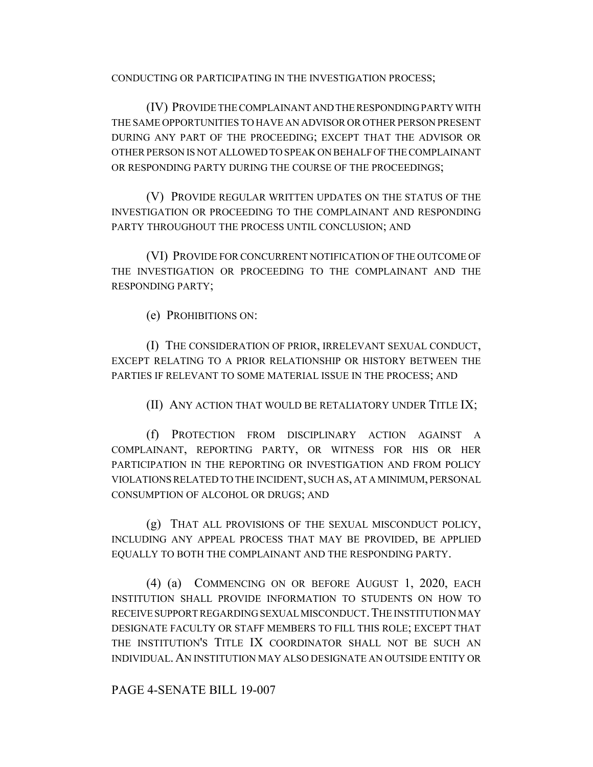CONDUCTING OR PARTICIPATING IN THE INVESTIGATION PROCESS;

(IV) PROVIDE THE COMPLAINANT AND THE RESPONDING PARTY WITH THE SAME OPPORTUNITIES TO HAVE AN ADVISOR OR OTHER PERSON PRESENT DURING ANY PART OF THE PROCEEDING; EXCEPT THAT THE ADVISOR OR OTHER PERSON IS NOT ALLOWED TO SPEAK ON BEHALF OF THE COMPLAINANT OR RESPONDING PARTY DURING THE COURSE OF THE PROCEEDINGS;

(V) PROVIDE REGULAR WRITTEN UPDATES ON THE STATUS OF THE INVESTIGATION OR PROCEEDING TO THE COMPLAINANT AND RESPONDING PARTY THROUGHOUT THE PROCESS UNTIL CONCLUSION; AND

(VI) PROVIDE FOR CONCURRENT NOTIFICATION OF THE OUTCOME OF THE INVESTIGATION OR PROCEEDING TO THE COMPLAINANT AND THE RESPONDING PARTY;

(e) PROHIBITIONS ON:

(I) THE CONSIDERATION OF PRIOR, IRRELEVANT SEXUAL CONDUCT, EXCEPT RELATING TO A PRIOR RELATIONSHIP OR HISTORY BETWEEN THE PARTIES IF RELEVANT TO SOME MATERIAL ISSUE IN THE PROCESS; AND

(II) ANY ACTION THAT WOULD BE RETALIATORY UNDER TITLE IX;

(f) PROTECTION FROM DISCIPLINARY ACTION AGAINST A COMPLAINANT, REPORTING PARTY, OR WITNESS FOR HIS OR HER PARTICIPATION IN THE REPORTING OR INVESTIGATION AND FROM POLICY VIOLATIONS RELATED TO THE INCIDENT, SUCH AS, AT A MINIMUM, PERSONAL CONSUMPTION OF ALCOHOL OR DRUGS; AND

(g) THAT ALL PROVISIONS OF THE SEXUAL MISCONDUCT POLICY, INCLUDING ANY APPEAL PROCESS THAT MAY BE PROVIDED, BE APPLIED EQUALLY TO BOTH THE COMPLAINANT AND THE RESPONDING PARTY.

(4) (a) COMMENCING ON OR BEFORE AUGUST 1, 2020, EACH INSTITUTION SHALL PROVIDE INFORMATION TO STUDENTS ON HOW TO RECEIVE SUPPORT REGARDING SEXUAL MISCONDUCT. THE INSTITUTION MAY DESIGNATE FACULTY OR STAFF MEMBERS TO FILL THIS ROLE; EXCEPT THAT THE INSTITUTION'S TITLE IX COORDINATOR SHALL NOT BE SUCH AN INDIVIDUAL. AN INSTITUTION MAY ALSO DESIGNATE AN OUTSIDE ENTITY OR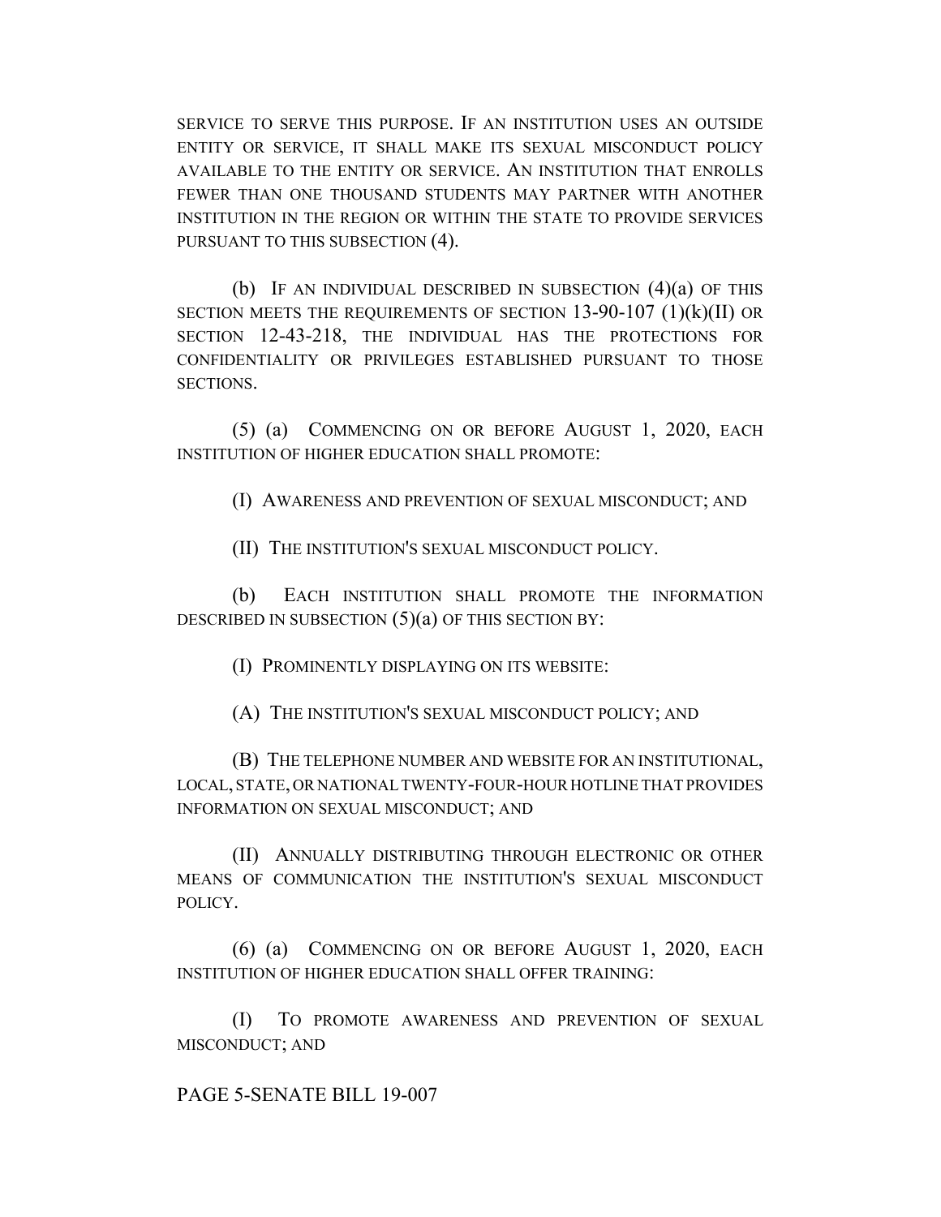SERVICE TO SERVE THIS PURPOSE. IF AN INSTITUTION USES AN OUTSIDE ENTITY OR SERVICE, IT SHALL MAKE ITS SEXUAL MISCONDUCT POLICY AVAILABLE TO THE ENTITY OR SERVICE. AN INSTITUTION THAT ENROLLS FEWER THAN ONE THOUSAND STUDENTS MAY PARTNER WITH ANOTHER INSTITUTION IN THE REGION OR WITHIN THE STATE TO PROVIDE SERVICES PURSUANT TO THIS SUBSECTION (4).

(b) IF AN INDIVIDUAL DESCRIBED IN SUBSECTION (4)(a) OF THIS SECTION MEETS THE REQUIREMENTS OF SECTION 13-90-107 (1)(k)(II) OR SECTION 12-43-218, THE INDIVIDUAL HAS THE PROTECTIONS FOR CONFIDENTIALITY OR PRIVILEGES ESTABLISHED PURSUANT TO THOSE SECTIONS.

(5) (a) COMMENCING ON OR BEFORE AUGUST 1, 2020, EACH INSTITUTION OF HIGHER EDUCATION SHALL PROMOTE:

(I) AWARENESS AND PREVENTION OF SEXUAL MISCONDUCT; AND

(II) THE INSTITUTION'S SEXUAL MISCONDUCT POLICY.

(b) EACH INSTITUTION SHALL PROMOTE THE INFORMATION DESCRIBED IN SUBSECTION (5)(a) OF THIS SECTION BY:

(I) PROMINENTLY DISPLAYING ON ITS WEBSITE:

(A) THE INSTITUTION'S SEXUAL MISCONDUCT POLICY; AND

(B) THE TELEPHONE NUMBER AND WEBSITE FOR AN INSTITUTIONAL, LOCAL, STATE, OR NATIONAL TWENTY-FOUR-HOUR HOTLINE THAT PROVIDES INFORMATION ON SEXUAL MISCONDUCT; AND

(II) ANNUALLY DISTRIBUTING THROUGH ELECTRONIC OR OTHER MEANS OF COMMUNICATION THE INSTITUTION'S SEXUAL MISCONDUCT POLICY.

(6) (a) COMMENCING ON OR BEFORE AUGUST 1, 2020, EACH INSTITUTION OF HIGHER EDUCATION SHALL OFFER TRAINING:

(I) TO PROMOTE AWARENESS AND PREVENTION OF SEXUAL MISCONDUCT; AND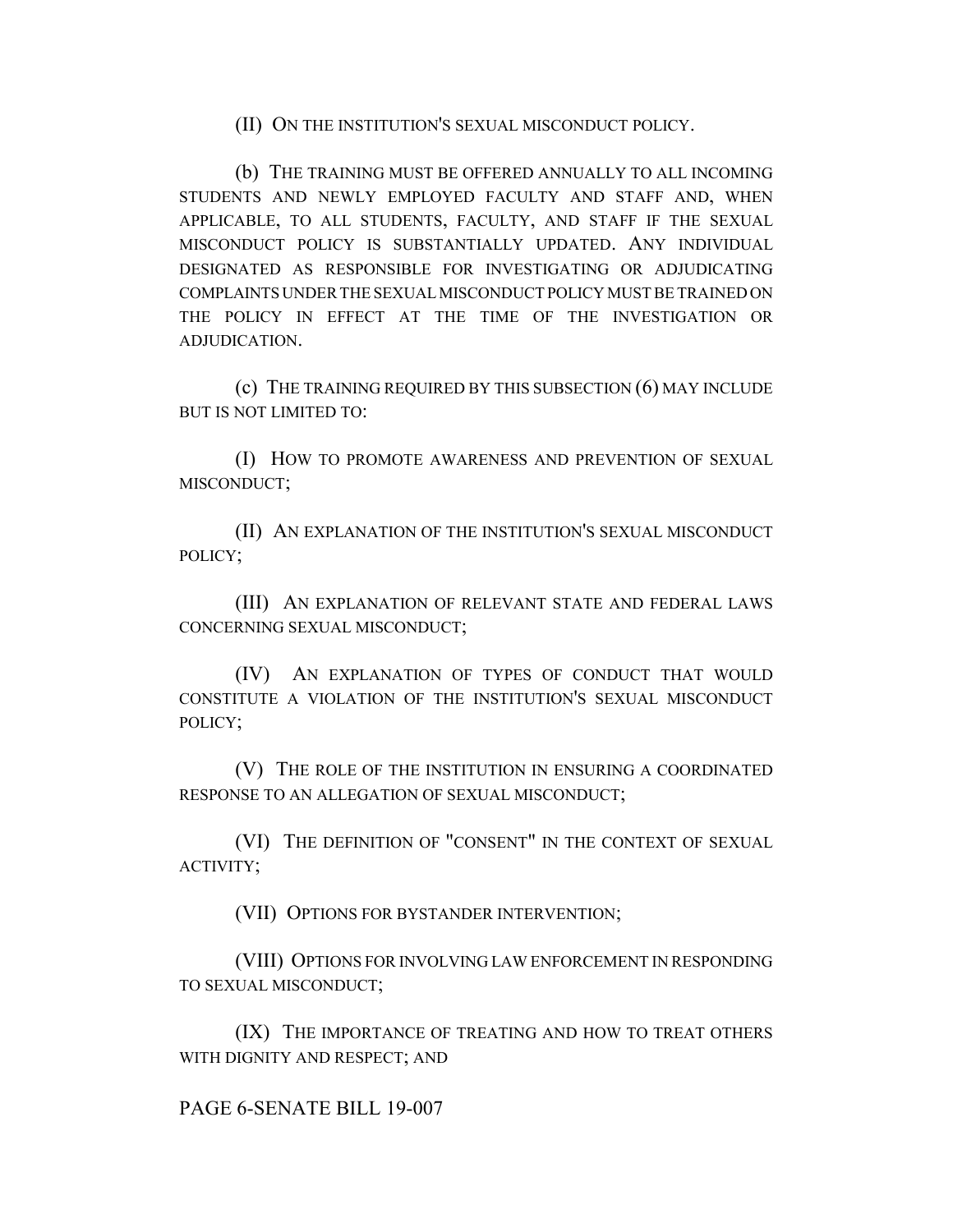(II) ON THE INSTITUTION'S SEXUAL MISCONDUCT POLICY.

(b) THE TRAINING MUST BE OFFERED ANNUALLY TO ALL INCOMING STUDENTS AND NEWLY EMPLOYED FACULTY AND STAFF AND, WHEN APPLICABLE, TO ALL STUDENTS, FACULTY, AND STAFF IF THE SEXUAL MISCONDUCT POLICY IS SUBSTANTIALLY UPDATED. ANY INDIVIDUAL DESIGNATED AS RESPONSIBLE FOR INVESTIGATING OR ADJUDICATING COMPLAINTS UNDER THE SEXUAL MISCONDUCT POLICY MUST BE TRAINED ON THE POLICY IN EFFECT AT THE TIME OF THE INVESTIGATION OR ADJUDICATION.

(c) THE TRAINING REQUIRED BY THIS SUBSECTION (6) MAY INCLUDE BUT IS NOT LIMITED TO:

(I) HOW TO PROMOTE AWARENESS AND PREVENTION OF SEXUAL MISCONDUCT;

(II) AN EXPLANATION OF THE INSTITUTION'S SEXUAL MISCONDUCT POLICY;

(III) AN EXPLANATION OF RELEVANT STATE AND FEDERAL LAWS CONCERNING SEXUAL MISCONDUCT;

(IV) AN EXPLANATION OF TYPES OF CONDUCT THAT WOULD CONSTITUTE A VIOLATION OF THE INSTITUTION'S SEXUAL MISCONDUCT POLICY;

(V) THE ROLE OF THE INSTITUTION IN ENSURING A COORDINATED RESPONSE TO AN ALLEGATION OF SEXUAL MISCONDUCT;

(VI) THE DEFINITION OF "CONSENT" IN THE CONTEXT OF SEXUAL ACTIVITY;

(VII) OPTIONS FOR BYSTANDER INTERVENTION;

(VIII) OPTIONS FOR INVOLVING LAW ENFORCEMENT IN RESPONDING TO SEXUAL MISCONDUCT;

(IX) THE IMPORTANCE OF TREATING AND HOW TO TREAT OTHERS WITH DIGNITY AND RESPECT; AND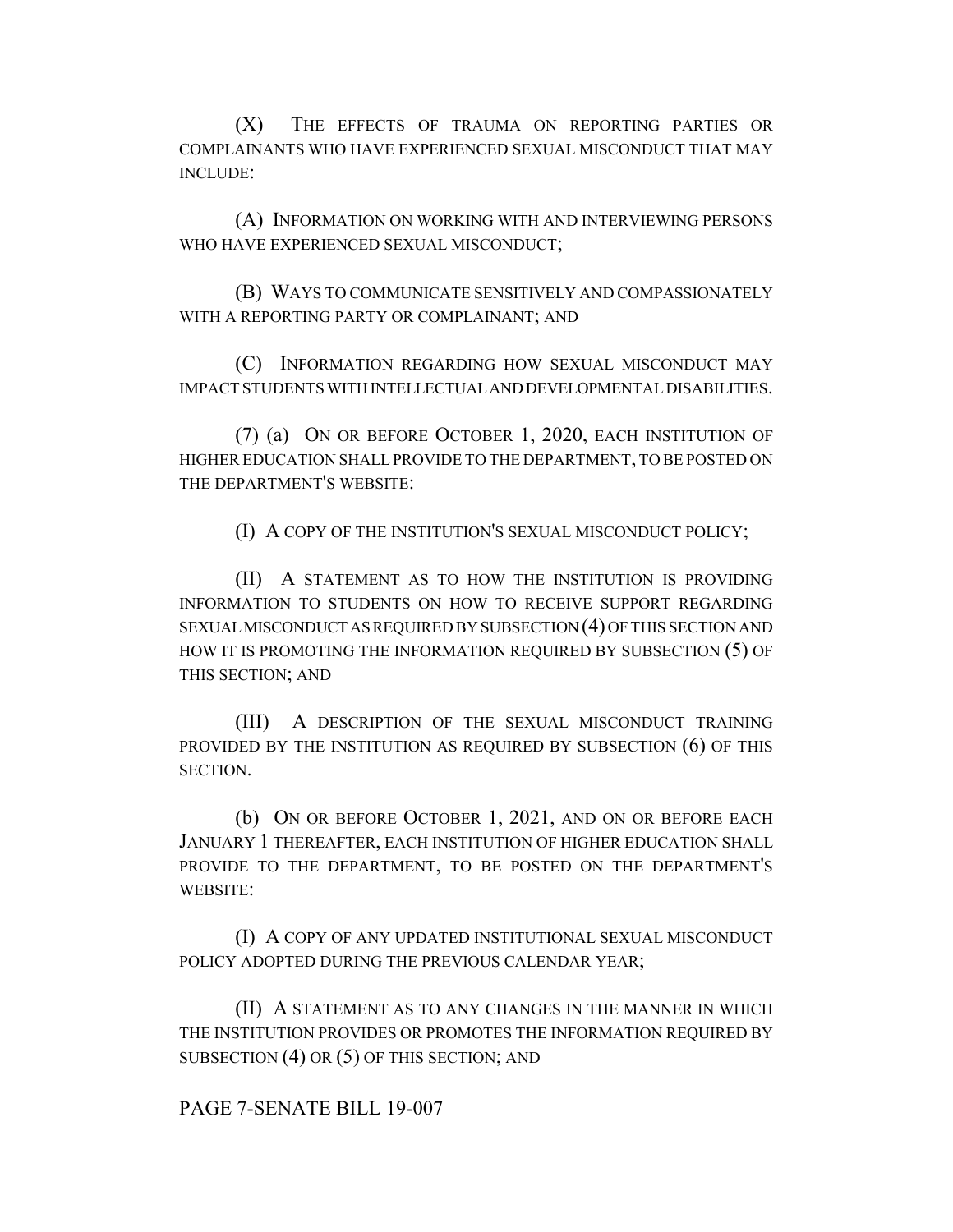(X) THE EFFECTS OF TRAUMA ON REPORTING PARTIES OR COMPLAINANTS WHO HAVE EXPERIENCED SEXUAL MISCONDUCT THAT MAY INCLUDE:

(A) INFORMATION ON WORKING WITH AND INTERVIEWING PERSONS WHO HAVE EXPERIENCED SEXUAL MISCONDUCT;

(B) WAYS TO COMMUNICATE SENSITIVELY AND COMPASSIONATELY WITH A REPORTING PARTY OR COMPLAINANT; AND

(C) INFORMATION REGARDING HOW SEXUAL MISCONDUCT MAY IMPACT STUDENTS WITH INTELLECTUAL AND DEVELOPMENTAL DISABILITIES.

(7) (a) ON OR BEFORE OCTOBER 1, 2020, EACH INSTITUTION OF HIGHER EDUCATION SHALL PROVIDE TO THE DEPARTMENT, TO BE POSTED ON THE DEPARTMENT'S WEBSITE:

(I) A COPY OF THE INSTITUTION'S SEXUAL MISCONDUCT POLICY;

(II) A STATEMENT AS TO HOW THE INSTITUTION IS PROVIDING INFORMATION TO STUDENTS ON HOW TO RECEIVE SUPPORT REGARDING SEXUAL MISCONDUCT AS REQUIRED BY SUBSECTION (4) OF THIS SECTION AND HOW IT IS PROMOTING THE INFORMATION REQUIRED BY SUBSECTION (5) OF THIS SECTION; AND

(III) A DESCRIPTION OF THE SEXUAL MISCONDUCT TRAINING PROVIDED BY THE INSTITUTION AS REQUIRED BY SUBSECTION (6) OF THIS SECTION.

(b) ON OR BEFORE OCTOBER 1, 2021, AND ON OR BEFORE EACH JANUARY 1 THEREAFTER, EACH INSTITUTION OF HIGHER EDUCATION SHALL PROVIDE TO THE DEPARTMENT, TO BE POSTED ON THE DEPARTMENT'S WEBSITE:

(I) A COPY OF ANY UPDATED INSTITUTIONAL SEXUAL MISCONDUCT POLICY ADOPTED DURING THE PREVIOUS CALENDAR YEAR;

(II) A STATEMENT AS TO ANY CHANGES IN THE MANNER IN WHICH THE INSTITUTION PROVIDES OR PROMOTES THE INFORMATION REQUIRED BY SUBSECTION (4) OR (5) OF THIS SECTION; AND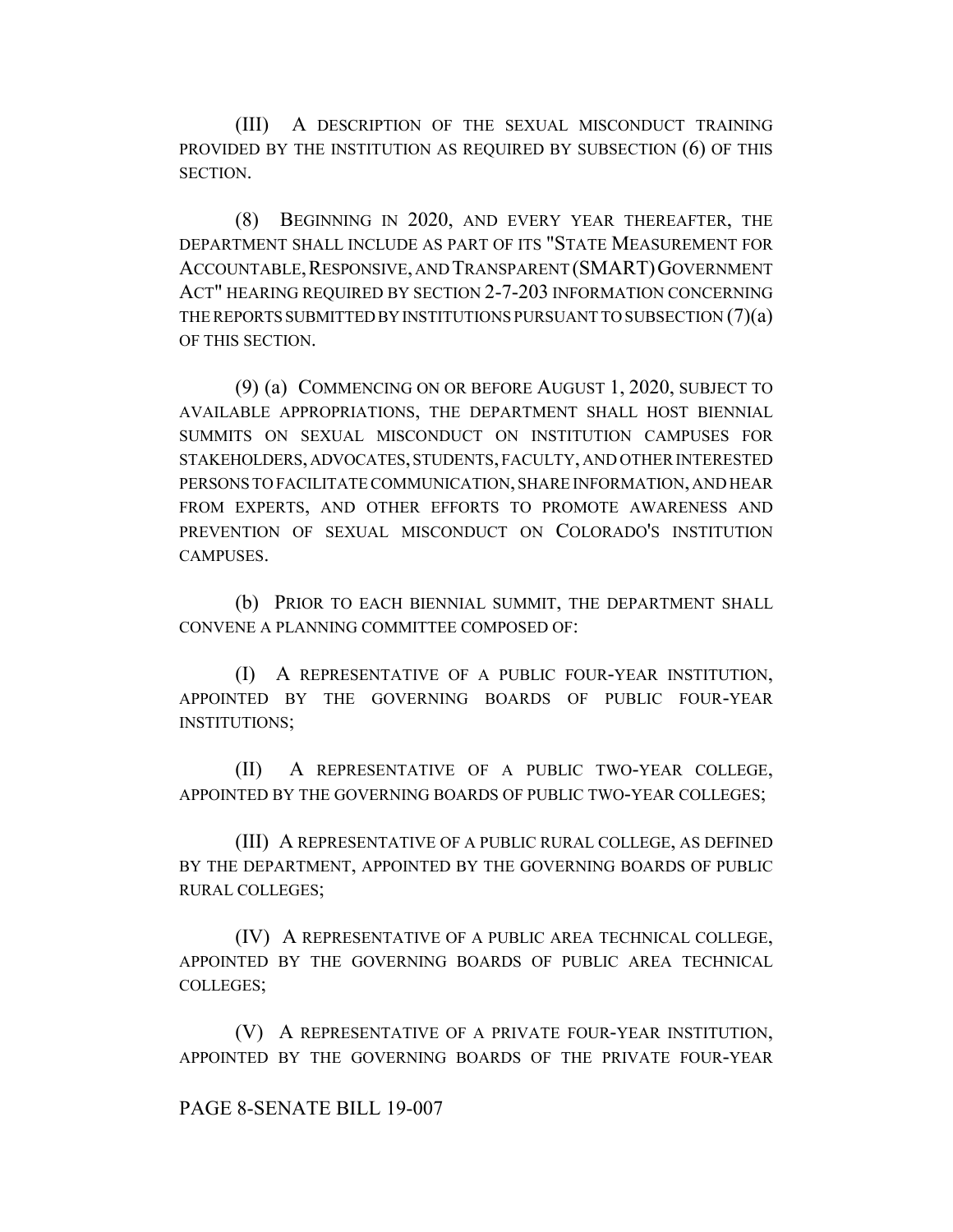(III) A DESCRIPTION OF THE SEXUAL MISCONDUCT TRAINING PROVIDED BY THE INSTITUTION AS REQUIRED BY SUBSECTION (6) OF THIS SECTION.

(8) BEGINNING IN 2020, AND EVERY YEAR THEREAFTER, THE DEPARTMENT SHALL INCLUDE AS PART OF ITS "STATE MEASUREMENT FOR ACCOUNTABLE, RESPONSIVE, AND TRANSPARENT (SMART) GOVERNMENT ACT" HEARING REQUIRED BY SECTION 2-7-203 INFORMATION CONCERNING THE REPORTS SUBMITTED BY INSTITUTIONS PURSUANT TO SUBSECTION (7)(a) OF THIS SECTION.

(9) (a) COMMENCING ON OR BEFORE AUGUST 1, 2020, SUBJECT TO AVAILABLE APPROPRIATIONS, THE DEPARTMENT SHALL HOST BIENNIAL SUMMITS ON SEXUAL MISCONDUCT ON INSTITUTION CAMPUSES FOR STAKEHOLDERS, ADVOCATES, STUDENTS, FACULTY, AND OTHER INTERESTED PERSONS TO FACILITATE COMMUNICATION, SHARE INFORMATION, AND HEAR FROM EXPERTS, AND OTHER EFFORTS TO PROMOTE AWARENESS AND PREVENTION OF SEXUAL MISCONDUCT ON COLORADO'S INSTITUTION CAMPUSES.

(b) PRIOR TO EACH BIENNIAL SUMMIT, THE DEPARTMENT SHALL CONVENE A PLANNING COMMITTEE COMPOSED OF:

(I) A REPRESENTATIVE OF A PUBLIC FOUR-YEAR INSTITUTION, APPOINTED BY THE GOVERNING BOARDS OF PUBLIC FOUR-YEAR INSTITUTIONS;

(II) A REPRESENTATIVE OF A PUBLIC TWO-YEAR COLLEGE, APPOINTED BY THE GOVERNING BOARDS OF PUBLIC TWO-YEAR COLLEGES;

(III) A REPRESENTATIVE OF A PUBLIC RURAL COLLEGE, AS DEFINED BY THE DEPARTMENT, APPOINTED BY THE GOVERNING BOARDS OF PUBLIC RURAL COLLEGES;

(IV) A REPRESENTATIVE OF A PUBLIC AREA TECHNICAL COLLEGE, APPOINTED BY THE GOVERNING BOARDS OF PUBLIC AREA TECHNICAL COLLEGES;

(V) A REPRESENTATIVE OF A PRIVATE FOUR-YEAR INSTITUTION, APPOINTED BY THE GOVERNING BOARDS OF THE PRIVATE FOUR-YEAR

PAGE 8-SENATE BILL 19-007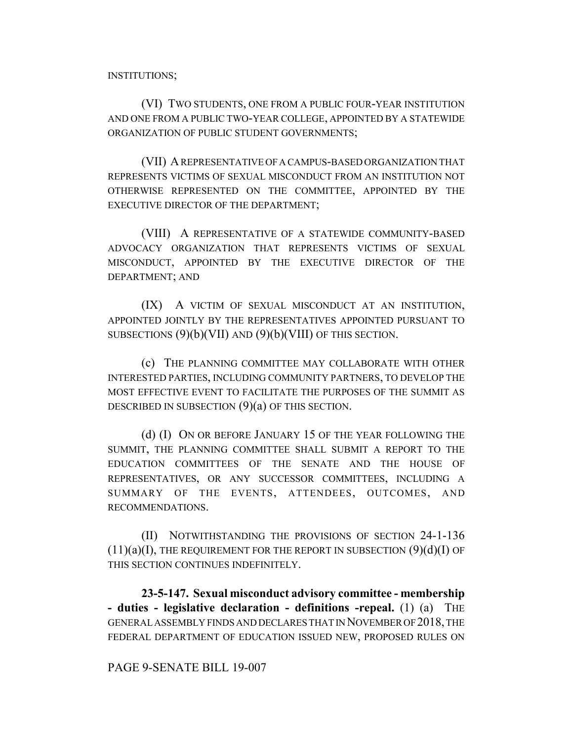INSTITUTIONS;

(VI) TWO STUDENTS, ONE FROM A PUBLIC FOUR-YEAR INSTITUTION AND ONE FROM A PUBLIC TWO-YEAR COLLEGE, APPOINTED BY A STATEWIDE ORGANIZATION OF PUBLIC STUDENT GOVERNMENTS;

(VII) A REPRESENTATIVE OF A CAMPUS-BASED ORGANIZATION THAT REPRESENTS VICTIMS OF SEXUAL MISCONDUCT FROM AN INSTITUTION NOT OTHERWISE REPRESENTED ON THE COMMITTEE, APPOINTED BY THE EXECUTIVE DIRECTOR OF THE DEPARTMENT;

(VIII) A REPRESENTATIVE OF A STATEWIDE COMMUNITY-BASED ADVOCACY ORGANIZATION THAT REPRESENTS VICTIMS OF SEXUAL MISCONDUCT, APPOINTED BY THE EXECUTIVE DIRECTOR OF THE DEPARTMENT; AND

(IX) A VICTIM OF SEXUAL MISCONDUCT AT AN INSTITUTION, APPOINTED JOINTLY BY THE REPRESENTATIVES APPOINTED PURSUANT TO SUBSECTIONS (9)(b)(VII) AND (9)(b)(VIII) OF THIS SECTION.

(c) THE PLANNING COMMITTEE MAY COLLABORATE WITH OTHER INTERESTED PARTIES, INCLUDING COMMUNITY PARTNERS, TO DEVELOP THE MOST EFFECTIVE EVENT TO FACILITATE THE PURPOSES OF THE SUMMIT AS DESCRIBED IN SUBSECTION (9)(a) OF THIS SECTION.

(d) (I) ON OR BEFORE JANUARY 15 OF THE YEAR FOLLOWING THE SUMMIT, THE PLANNING COMMITTEE SHALL SUBMIT A REPORT TO THE EDUCATION COMMITTEES OF THE SENATE AND THE HOUSE OF REPRESENTATIVES, OR ANY SUCCESSOR COMMITTEES, INCLUDING A SUMMARY OF THE EVENTS, ATTENDEES, OUTCOMES, AND RECOMMENDATIONS.

(II) NOTWITHSTANDING THE PROVISIONS OF SECTION 24-1-136 (11)(a)(I), THE REQUIREMENT FOR THE REPORT IN SUBSECTION (9)(d)(I) OF THIS SECTION CONTINUES INDEFINITELY.

**23-5-147. Sexual misconduct advisory committee - membership - duties - legislative declaration - definitions -repeal.** (1) (a) THE GENERAL ASSEMBLY FINDS AND DECLARES THAT IN NOVEMBER OF 2018, THE FEDERAL DEPARTMENT OF EDUCATION ISSUED NEW, PROPOSED RULES ON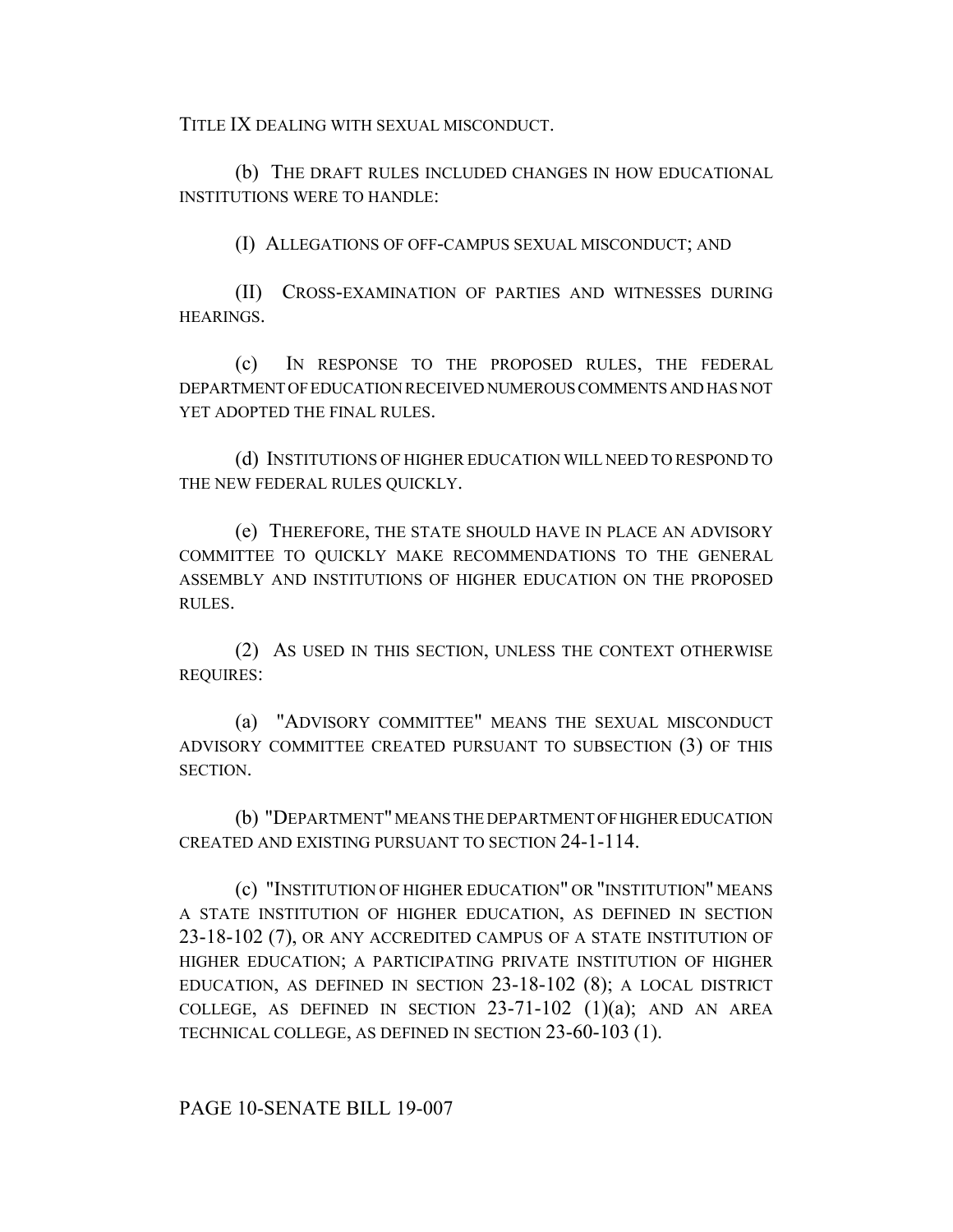TITLE IX DEALING WITH SEXUAL MISCONDUCT.

(b) THE DRAFT RULES INCLUDED CHANGES IN HOW EDUCATIONAL INSTITUTIONS WERE TO HANDLE:

(I) ALLEGATIONS OF OFF-CAMPUS SEXUAL MISCONDUCT; AND

(II) CROSS-EXAMINATION OF PARTIES AND WITNESSES DURING HEARINGS.

(c) IN RESPONSE TO THE PROPOSED RULES, THE FEDERAL DEPARTMENT OF EDUCATION RECEIVED NUMEROUS COMMENTS AND HAS NOT YET ADOPTED THE FINAL RULES.

(d) INSTITUTIONS OF HIGHER EDUCATION WILL NEED TO RESPOND TO THE NEW FEDERAL RULES QUICKLY.

(e) THEREFORE, THE STATE SHOULD HAVE IN PLACE AN ADVISORY COMMITTEE TO QUICKLY MAKE RECOMMENDATIONS TO THE GENERAL ASSEMBLY AND INSTITUTIONS OF HIGHER EDUCATION ON THE PROPOSED RULES.

(2) AS USED IN THIS SECTION, UNLESS THE CONTEXT OTHERWISE REQUIRES:

(a) "ADVISORY COMMITTEE" MEANS THE SEXUAL MISCONDUCT ADVISORY COMMITTEE CREATED PURSUANT TO SUBSECTION (3) OF THIS SECTION.

(b) "DEPARTMENT" MEANS THE DEPARTMENT OF HIGHER EDUCATION CREATED AND EXISTING PURSUANT TO SECTION 24-1-114.

(c) "INSTITUTION OF HIGHER EDUCATION" OR "INSTITUTION" MEANS A STATE INSTITUTION OF HIGHER EDUCATION, AS DEFINED IN SECTION 23-18-102 (7), OR ANY ACCREDITED CAMPUS OF A STATE INSTITUTION OF HIGHER EDUCATION; A PARTICIPATING PRIVATE INSTITUTION OF HIGHER EDUCATION, AS DEFINED IN SECTION 23-18-102 (8); A LOCAL DISTRICT COLLEGE, AS DEFINED IN SECTION 23-71-102 (1)(a); AND AN AREA TECHNICAL COLLEGE, AS DEFINED IN SECTION 23-60-103 (1).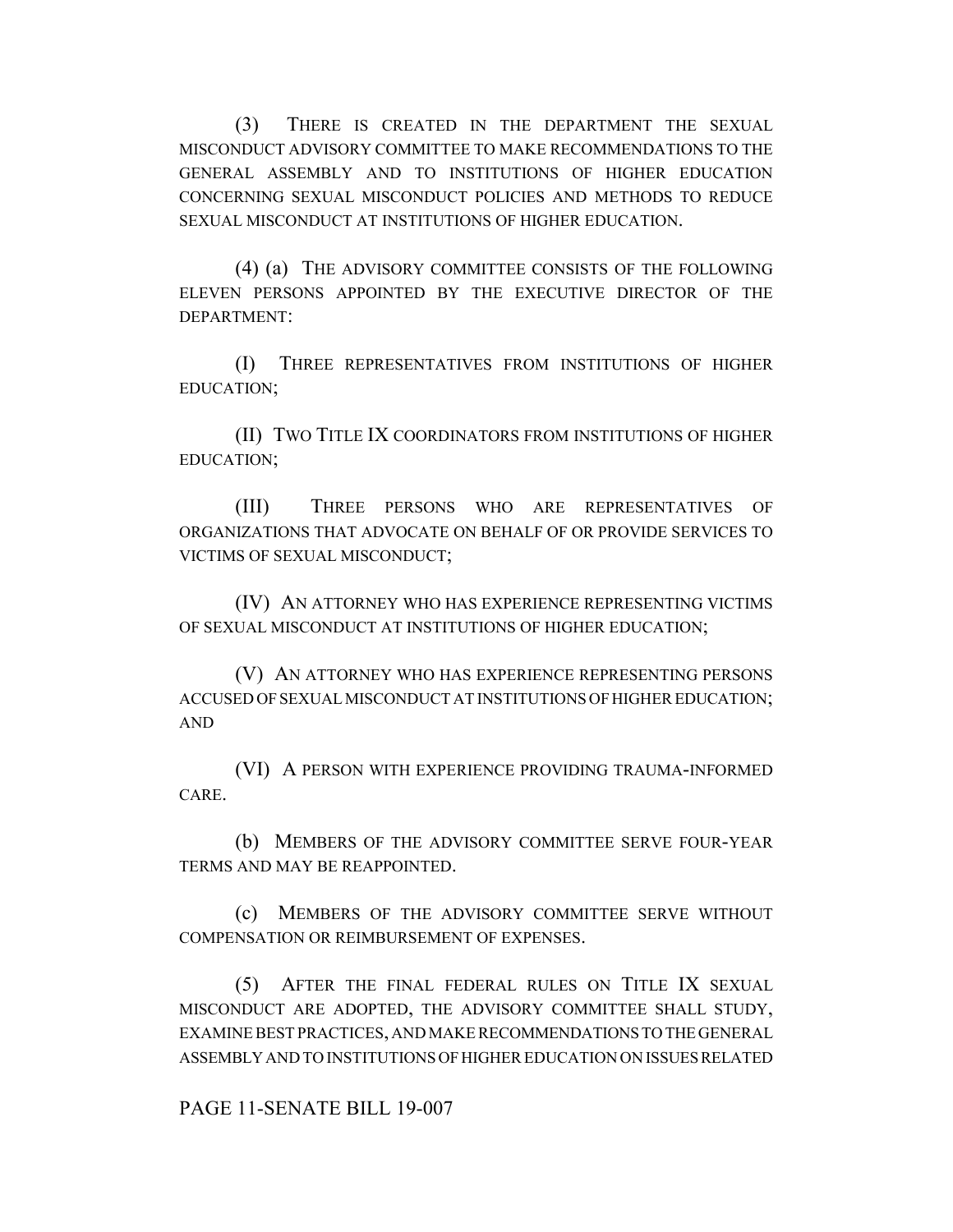(3) THERE IS CREATED IN THE DEPARTMENT THE SEXUAL MISCONDUCT ADVISORY COMMITTEE TO MAKE RECOMMENDATIONS TO THE GENERAL ASSEMBLY AND TO INSTITUTIONS OF HIGHER EDUCATION CONCERNING SEXUAL MISCONDUCT POLICIES AND METHODS TO REDUCE SEXUAL MISCONDUCT AT INSTITUTIONS OF HIGHER EDUCATION.

(4) (a) THE ADVISORY COMMITTEE CONSISTS OF THE FOLLOWING ELEVEN PERSONS APPOINTED BY THE EXECUTIVE DIRECTOR OF THE DEPARTMENT:

(I) THREE REPRESENTATIVES FROM INSTITUTIONS OF HIGHER EDUCATION;

(II) TWO TITLE IX COORDINATORS FROM INSTITUTIONS OF HIGHER EDUCATION;

(III) THREE PERSONS WHO ARE REPRESENTATIVES OF ORGANIZATIONS THAT ADVOCATE ON BEHALF OF OR PROVIDE SERVICES TO VICTIMS OF SEXUAL MISCONDUCT;

(IV) AN ATTORNEY WHO HAS EXPERIENCE REPRESENTING VICTIMS OF SEXUAL MISCONDUCT AT INSTITUTIONS OF HIGHER EDUCATION;

(V) AN ATTORNEY WHO HAS EXPERIENCE REPRESENTING PERSONS ACCUSED OF SEXUAL MISCONDUCT AT INSTITUTIONS OF HIGHER EDUCATION; AND

(VI) A PERSON WITH EXPERIENCE PROVIDING TRAUMA-INFORMED CARE.

(b) MEMBERS OF THE ADVISORY COMMITTEE SERVE FOUR-YEAR TERMS AND MAY BE REAPPOINTED.

(c) MEMBERS OF THE ADVISORY COMMITTEE SERVE WITHOUT COMPENSATION OR REIMBURSEMENT OF EXPENSES.

(5) AFTER THE FINAL FEDERAL RULES ON TITLE IX SEXUAL MISCONDUCT ARE ADOPTED, THE ADVISORY COMMITTEE SHALL STUDY, EXAMINE BEST PRACTICES, AND MAKE RECOMMENDATIONS TO THE GENERAL ASSEMBLY AND TO INSTITUTIONS OF HIGHER EDUCATION ON ISSUES RELATED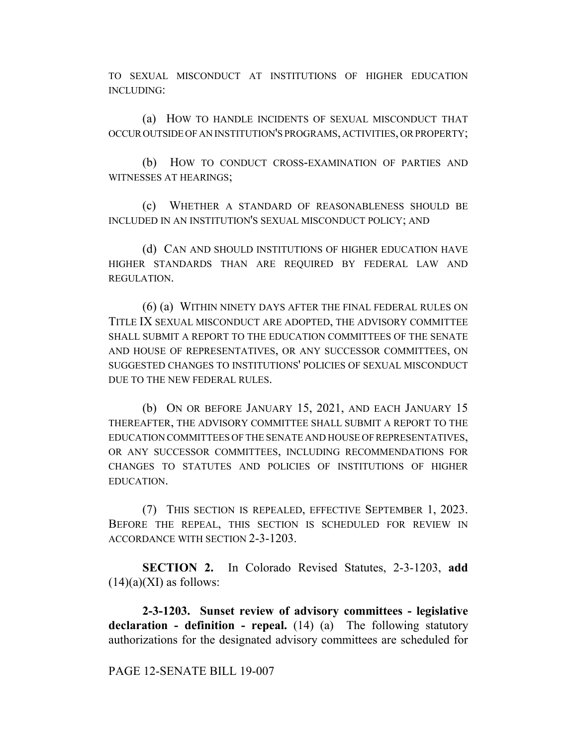TO SEXUAL MISCONDUCT AT INSTITUTIONS OF HIGHER EDUCATION INCLUDING:

(a) HOW TO HANDLE INCIDENTS OF SEXUAL MISCONDUCT THAT OCCUR OUTSIDE OF AN INSTITUTION'S PROGRAMS, ACTIVITIES, OR PROPERTY;

(b) HOW TO CONDUCT CROSS-EXAMINATION OF PARTIES AND WITNESSES AT HEARINGS;

(c) WHETHER A STANDARD OF REASONABLENESS SHOULD BE INCLUDED IN AN INSTITUTION'S SEXUAL MISCONDUCT POLICY; AND

(d) CAN AND SHOULD INSTITUTIONS OF HIGHER EDUCATION HAVE HIGHER STANDARDS THAN ARE REQUIRED BY FEDERAL LAW AND REGULATION.

(6) (a) WITHIN NINETY DAYS AFTER THE FINAL FEDERAL RULES ON TITLE IX SEXUAL MISCONDUCT ARE ADOPTED, THE ADVISORY COMMITTEE SHALL SUBMIT A REPORT TO THE EDUCATION COMMITTEES OF THE SENATE AND HOUSE OF REPRESENTATIVES, OR ANY SUCCESSOR COMMITTEES, ON SUGGESTED CHANGES TO INSTITUTIONS' POLICIES OF SEXUAL MISCONDUCT DUE TO THE NEW FEDERAL RULES.

(b) ON OR BEFORE JANUARY 15, 2021, AND EACH JANUARY 15 THEREAFTER, THE ADVISORY COMMITTEE SHALL SUBMIT A REPORT TO THE EDUCATION COMMITTEES OF THE SENATE AND HOUSE OF REPRESENTATIVES, OR ANY SUCCESSOR COMMITTEES, INCLUDING RECOMMENDATIONS FOR CHANGES TO STATUTES AND POLICIES OF INSTITUTIONS OF HIGHER EDUCATION.

(7) THIS SECTION IS REPEALED, EFFECTIVE SEPTEMBER 1, 2023. BEFORE THE REPEAL, THIS SECTION IS SCHEDULED FOR REVIEW IN ACCORDANCE WITH SECTION 2-3-1203.

**SECTION 2.** In Colorado Revised Statutes, 2-3-1203, **add** (14)(a)(XI) as follows:

**2-3-1203. Sunset review of advisory committees - legislative declaration - definition - repeal.** (14) (a) The following statutory authorizations for the designated advisory committees are scheduled for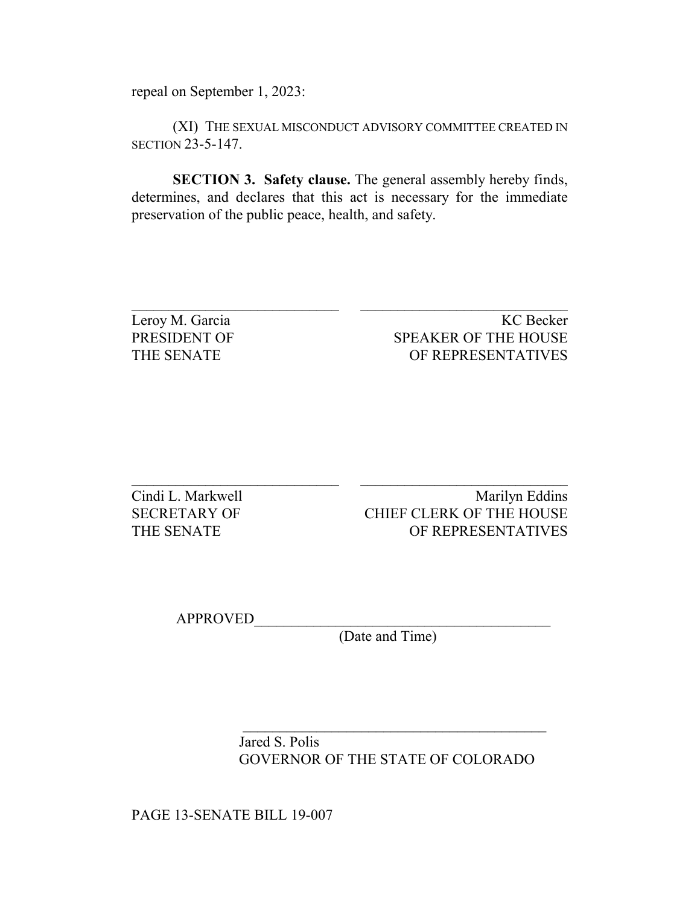repeal on September 1, 2023:

(XI) THE SEXUAL MISCONDUCT ADVISORY COMMITTEE CREATED IN SECTION 23-5-147.

**SECTION 3. Safety clause.** The general assembly hereby finds, determines, and declares that this act is necessary for the immediate preservation of the public peace, health, and safety.

| | |
|---|---|
| ____________________________ | ____________________________ |
| Leroy M. Garcia | KC Becker |
| PRESIDENT OF | SPEAKER OF THE HOUSE |
| THE SENATE | OF REPRESENTATIVES |

| | |
|---|---|
| ____________________________ | ____________________________ |
| Cindi L. Markwell | Marilyn Eddins |
| SECRETARY OF | CHIEF CLERK OF THE HOUSE |
| THE SENATE | OF REPRESENTATIVES |

APPROVED________________________________________

(Date and Time)

_________________________________________

Jared S. Polis

GOVERNOR OF THE STATE OF COLORADO

PAGE 13-SENATE BILL 19-007